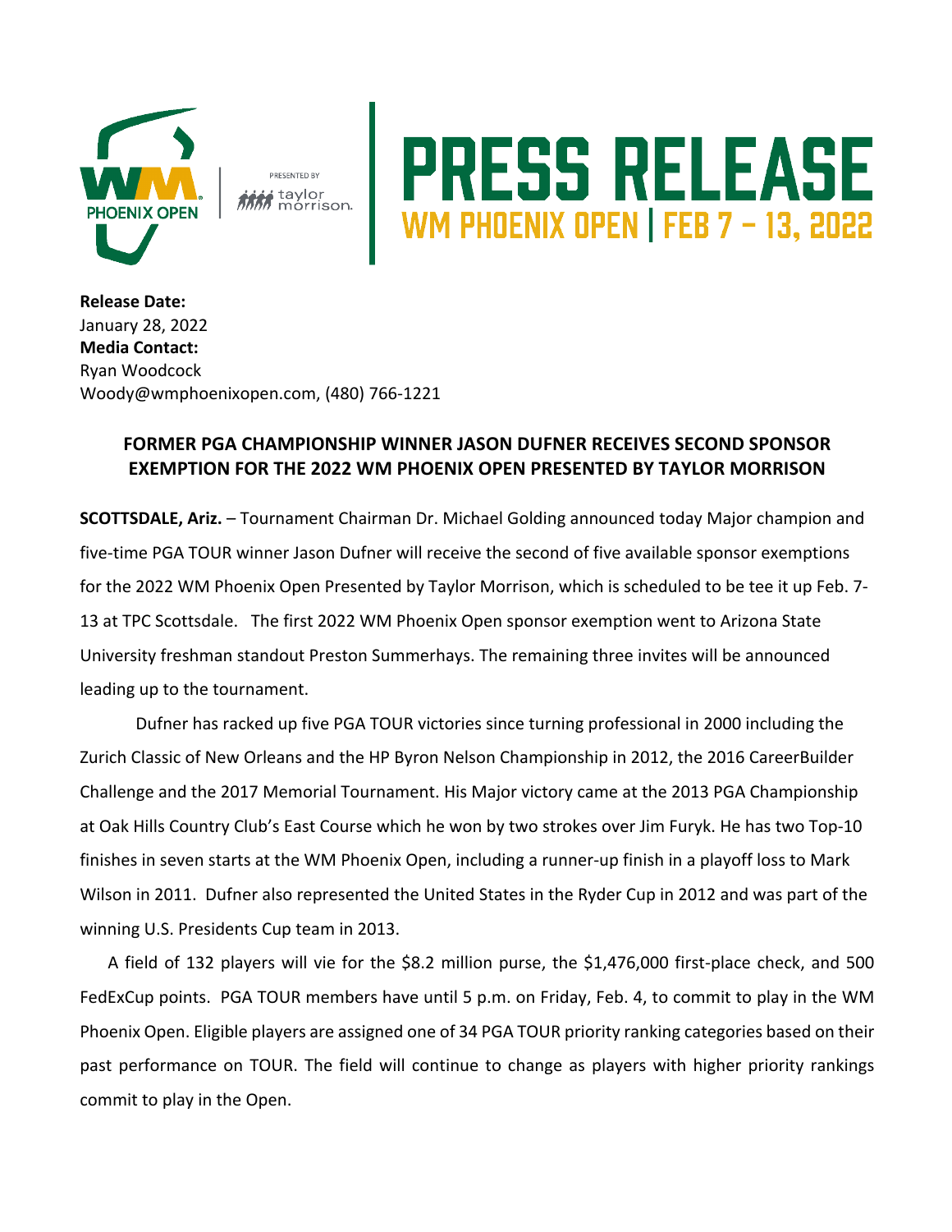# PRESS RELEASE

## WM PHOENIX OPEN | FEB 7 – 13, 2022

**Release Date:**
January 28, 2022
**Media Contact:**
Ryan Woodcock
Woody@wmphoenixopen.com, (480) 766-1221

### FORMER PGA CHAMPIONSHIP WINNER JASON DUFNER RECEIVES SECOND SPONSOR EXEMPTION FOR THE 2022 WM PHOENIX OPEN PRESENTED BY TAYLOR MORRISON

**SCOTTSDALE, Ariz.** – Tournament Chairman Dr. Michael Golding announced today Major champion and five-time PGA TOUR winner Jason Dufner will receive the second of five available sponsor exemptions for the 2022 WM Phoenix Open Presented by Taylor Morrison, which is scheduled to be tee it up Feb. 7-13 at TPC Scottsdale. The first 2022 WM Phoenix Open sponsor exemption went to Arizona State University freshman standout Preston Summerhays. The remaining three invites will be announced leading up to the tournament.

Dufner has racked up five PGA TOUR victories since turning professional in 2000 including the Zurich Classic of New Orleans and the HP Byron Nelson Championship in 2012, the 2016 CareerBuilder Challenge and the 2017 Memorial Tournament. His Major victory came at the 2013 PGA Championship at Oak Hills Country Club's East Course which he won by two strokes over Jim Furyk. He has two Top-10 finishes in seven starts at the WM Phoenix Open, including a runner-up finish in a playoff loss to Mark Wilson in 2011. Dufner also represented the United States in the Ryder Cup in 2012 and was part of the winning U.S. Presidents Cup team in 2013.

A field of 132 players will vie for the $8.2 million purse, the $1,476,000 first-place check, and 500 FedExCup points. PGA TOUR members have until 5 p.m. on Friday, Feb. 4, to commit to play in the WM Phoenix Open. Eligible players are assigned one of 34 PGA TOUR priority ranking categories based on their past performance on TOUR. The field will continue to change as players with higher priority rankings commit to play in the Open.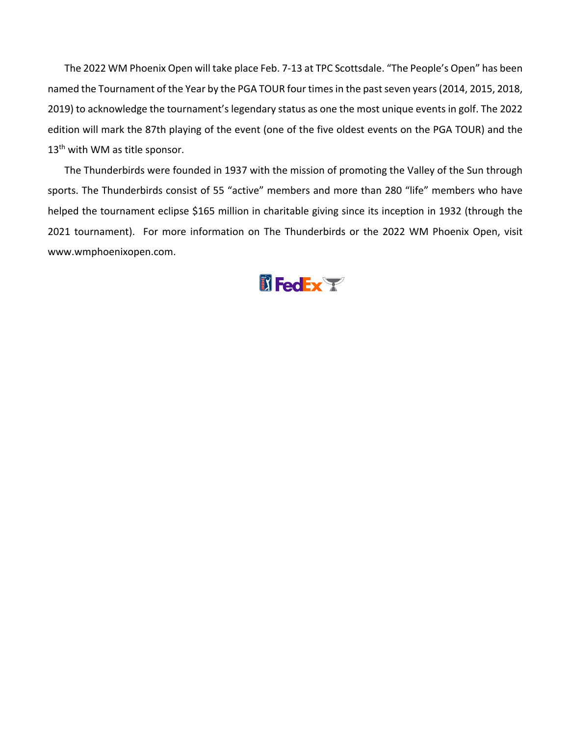The 2022 WM Phoenix Open will take place Feb. 7-13 at TPC Scottsdale. "The People's Open" has been named the Tournament of the Year by the PGA TOUR four times in the past seven years (2014, 2015, 2018, 2019) to acknowledge the tournament's legendary status as one the most unique events in golf. The 2022 edition will mark the 87th playing of the event (one of the five oldest events on the PGA TOUR) and the 13th with WM as title sponsor.

The Thunderbirds were founded in 1937 with the mission of promoting the Valley of the Sun through sports. The Thunderbirds consist of 55 "active" members and more than 280 "life" members who have helped the tournament eclipse $165 million in charitable giving since its inception in 1932 (through the 2021 tournament). For more information on The Thunderbirds or the 2022 WM Phoenix Open, visit www.wmphoenixopen.com.